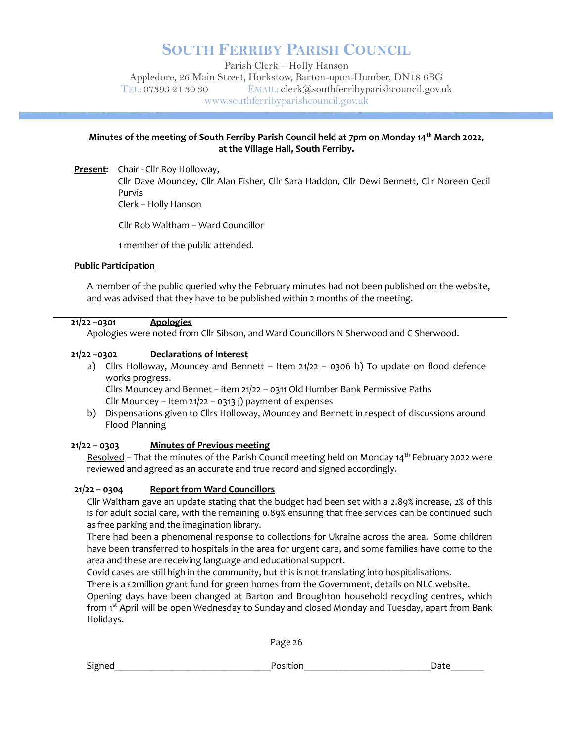# South Ferriby Parish Council

Parish Clerk – Holly Hanson
Appledore, 26 Main Street, Horkstow, Barton-upon-Humber, DN18 6BG
TEL: 07393 21 30 30 EMAIL: clerk@southferribyparishcouncil.gov.uk
www.southferribyparishcouncil.gov.uk

**Minutes of the meeting of South Ferriby Parish Council held at 7pm on Monday 14th March 2022, at the Village Hall, South Ferriby.**

**Present:** Chair - Cllr Roy Holloway,
Cllr Dave Mouncey, Cllr Alan Fisher, Cllr Sara Haddon, Cllr Dewi Bennett, Cllr Noreen Cecil Purvis
Clerk – Holly Hanson

Cllr Rob Waltham – Ward Councillor

1 member of the public attended.

**Public Participation**

A member of the public queried why the February minutes had not been published on the website, and was advised that they have to be published within 2 months of the meeting.

---

**21/22 –0301 Apologies**

Apologies were noted from Cllr Sibson, and Ward Councillors N Sherwood and C Sherwood.

**21/22 –0302 Declarations of Interest**

a) Cllrs Holloway, Mouncey and Bennett – Item 21/22 – 0306 b) To update on flood defence works progress.
Cllrs Mouncey and Bennet – item 21/22 – 0311 Old Humber Bank Permissive Paths
Cllr Mouncey – Item 21/22 – 0313 j) payment of expenses
b) Dispensations given to Cllrs Holloway, Mouncey and Bennett in respect of discussions around Flood Planning

**21/22 – 0303 Minutes of Previous meeting**

Resolved – That the minutes of the Parish Council meeting held on Monday 14th February 2022 were reviewed and agreed as an accurate and true record and signed accordingly.

**21/22 – 0304 Report from Ward Councillors**

Cllr Waltham gave an update stating that the budget had been set with a 2.89% increase, 2% of this is for adult social care, with the remaining 0.89% ensuring that free services can be continued such as free parking and the imagination library.
There had been a phenomenal response to collections for Ukraine across the area. Some children have been transferred to hospitals in the area for urgent care, and some families have come to the area and these are receiving language and educational support.
Covid cases are still high in the community, but this is not translating into hospitalisations.
There is a £2million grant fund for green homes from the Government, details on NLC website.
Opening days have been changed at Barton and Broughton household recycling centres, which from 1st April will be open Wednesday to Sunday and closed Monday and Tuesday, apart from Bank Holidays.

Page 26

Signed________________________________Position__________________________Date_______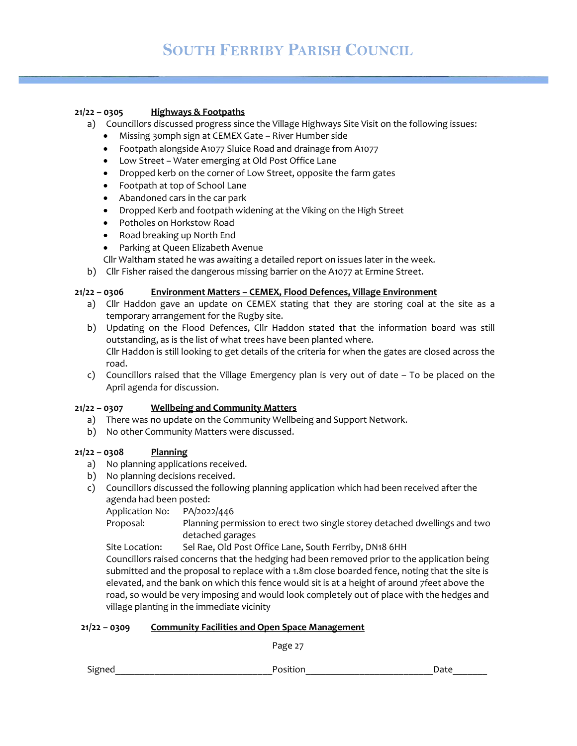**21/22 – 0305 Highways & Footpaths**

a) Councillors discussed progress since the Village Highways Site Visit on the following issues:
- Missing 30mph sign at CEMEX Gate – River Humber side
- Footpath alongside A1077 Sluice Road and drainage from A1077
- Low Street – Water emerging at Old Post Office Lane
- Dropped kerb on the corner of Low Street, opposite the farm gates
- Footpath at top of School Lane
- Abandoned cars in the car park
- Dropped Kerb and footpath widening at the Viking on the High Street
- Potholes on Horkstow Road
- Road breaking up North End
- Parking at Queen Elizabeth Avenue

Cllr Waltham stated he was awaiting a detailed report on issues later in the week.

b) Cllr Fisher raised the dangerous missing barrier on the A1077 at Ermine Street.

**21/22 – 0306 Environment Matters – CEMEX, Flood Defences, Village Environment**

a) Cllr Haddon gave an update on CEMEX stating that they are storing coal at the site as a temporary arrangement for the Rugby site.

b) Updating on the Flood Defences, Cllr Haddon stated that the information board was still outstanding, as is the list of what trees have been planted where.
Cllr Haddon is still looking to get details of the criteria for when the gates are closed across the road.

c) Councillors raised that the Village Emergency plan is very out of date – To be placed on the April agenda for discussion.

**21/22 – 0307 Wellbeing and Community Matters**

a) There was no update on the Community Wellbeing and Support Network.

b) No other Community Matters were discussed.

**21/22 – 0308 Planning**

a) No planning applications received.

b) No planning decisions received.

c) Councillors discussed the following planning application which had been received after the agenda had been posted:

Application No: PA/2022/446
Proposal: Planning permission to erect two single storey detached dwellings and two detached garages
Site Location: Sel Rae, Old Post Office Lane, South Ferriby, DN18 6HH

Councillors raised concerns that the hedging had been removed prior to the application being submitted and the proposal to replace with a 1.8m close boarded fence, noting that the site is elevated, and the bank on which this fence would sit is at a height of around 7feet above the road, so would be very imposing and would look completely out of place with the hedges and village planting in the immediate vicinity

**21/22 – 0309 Community Facilities and Open Space Management**

Signed_______________________________Position_________________________Date_______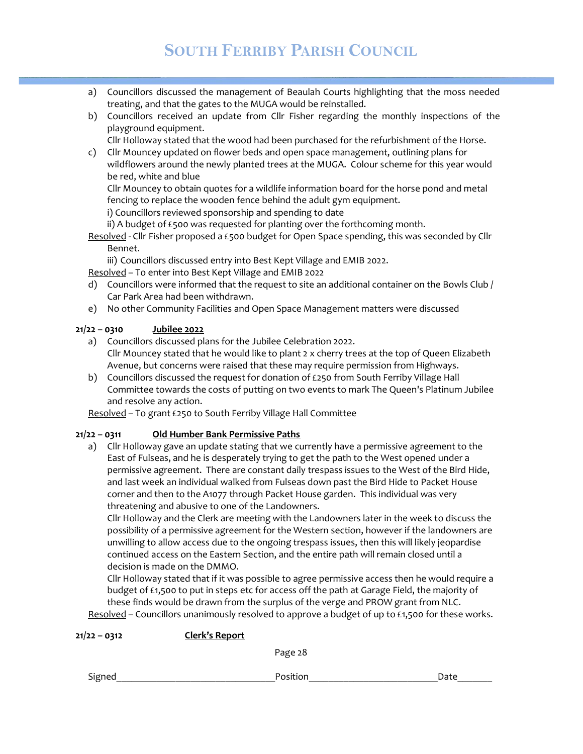a) Councillors discussed the management of Beaulah Courts highlighting that the moss needed treating, and that the gates to the MUGA would be reinstalled.
b) Councillors received an update from Cllr Fisher regarding the monthly inspections of the playground equipment.
   Cllr Holloway stated that the wood had been purchased for the refurbishment of the Horse.
c) Cllr Mouncey updated on flower beds and open space management, outlining plans for wildflowers around the newly planted trees at the MUGA. Colour scheme for this year would be red, white and blue
   Cllr Mouncey to obtain quotes for a wildlife information board for the horse pond and metal fencing to replace the wooden fence behind the adult gym equipment.
   i) Councillors reviewed sponsorship and spending to date
   ii) A budget of £500 was requested for planting over the forthcoming month.

<u>Resolved</u> - Cllr Fisher proposed a £500 budget for Open Space spending, this was seconded by Cllr Bennet.

   iii) Councillors discussed entry into Best Kept Village and EMIB 2022.

<u>Resolved</u> – To enter into Best Kept Village and EMIB 2022

d) Councillors were informed that the request to site an additional container on the Bowls Club / Car Park Area had been withdrawn.
e) No other Community Facilities and Open Space Management matters were discussed

**21/22 – 0310 <u>Jubilee 2022</u>**

a) Councillors discussed plans for the Jubilee Celebration 2022.
   Cllr Mouncey stated that he would like to plant 2 x cherry trees at the top of Queen Elizabeth Avenue, but concerns were raised that these may require permission from Highways.
b) Councillors discussed the request for donation of £250 from South Ferriby Village Hall Committee towards the costs of putting on two events to mark The Queen's Platinum Jubilee and resolve any action.

<u>Resolved</u> – To grant £250 to South Ferriby Village Hall Committee

**21/22 – 0311 <u>Old Humber Bank Permissive Paths</u>**

a) Cllr Holloway gave an update stating that we currently have a permissive agreement to the East of Fulseas, and he is desperately trying to get the path to the West opened under a permissive agreement. There are constant daily trespass issues to the West of the Bird Hide, and last week an individual walked from Fulseas down past the Bird Hide to Packet House corner and then to the A1077 through Packet House garden. This individual was very threatening and abusive to one of the Landowners.
   Cllr Holloway and the Clerk are meeting with the Landowners later in the week to discuss the possibility of a permissive agreement for the Western section, however if the landowners are unwilling to allow access due to the ongoing trespass issues, then this will likely jeopardise continued access on the Eastern Section, and the entire path will remain closed until a decision is made on the DMMO.
   Cllr Holloway stated that if it was possible to agree permissive access then he would require a budget of £1,500 to put in steps etc for access off the path at Garage Field, the majority of these finds would be drawn from the surplus of the verge and PROW grant from NLC.

<u>Resolved</u> – Councillors unanimously resolved to approve a budget of up to £1,500 for these works.

**21/22 – 0312 <u>Clerk's Report</u>**

Signed_______________________________Position__________________________Date_______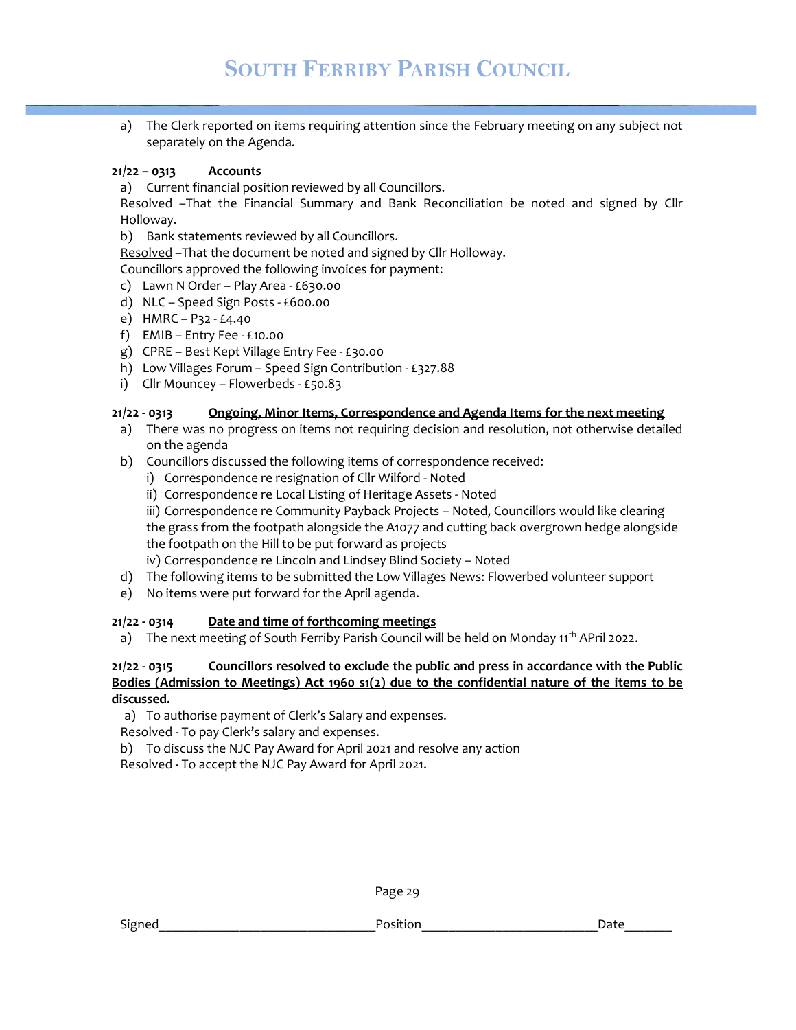a) The Clerk reported on items requiring attention since the February meeting on any subject not separately on the Agenda.

**21/22 – 0313 Accounts**

a) Current financial position reviewed by all Councillors.

Resolved –That the Financial Summary and Bank Reconciliation be noted and signed by Cllr Holloway.

b) Bank statements reviewed by all Councillors.

Resolved –That the document be noted and signed by Cllr Holloway.

Councillors approved the following invoices for payment:

c) Lawn N Order – Play Area - £630.00
d) NLC – Speed Sign Posts - £600.00
e) HMRC – P32 - £4.40
f) EMIB – Entry Fee - £10.00
g) CPRE – Best Kept Village Entry Fee - £30.00
h) Low Villages Forum – Speed Sign Contribution - £327.88
i) Cllr Mouncey – Flowerbeds - £50.83

**21/22 - 0313 Ongoing, Minor Items, Correspondence and Agenda Items for the next meeting**

a) There was no progress on items not requiring decision and resolution, not otherwise detailed on the agenda
b) Councillors discussed the following items of correspondence received:
   i) Correspondence re resignation of Cllr Wilford - Noted
   ii) Correspondence re Local Listing of Heritage Assets - Noted
   iii) Correspondence re Community Payback Projects – Noted, Councillors would like clearing the grass from the footpath alongside the A1077 and cutting back overgrown hedge alongside the footpath on the Hill to be put forward as projects
   iv) Correspondence re Lincoln and Lindsey Blind Society – Noted
d) The following items to be submitted the Low Villages News: Flowerbed volunteer support
e) No items were put forward for the April agenda.

**21/22 - 0314 Date and time of forthcoming meetings**

a) The next meeting of South Ferriby Parish Council will be held on Monday 11th APril 2022.

**21/22 - 0315 Councillors resolved to exclude the public and press in accordance with the Public Bodies (Admission to Meetings) Act 1960 s1(2) due to the confidential nature of the items to be discussed.**

a) To authorise payment of Clerk's Salary and expenses.

Resolved - To pay Clerk's salary and expenses.

b) To discuss the NJC Pay Award for April 2021 and resolve any action

Resolved - To accept the NJC Pay Award for April 2021.

Signed\_\_\_\_\_\_\_\_\_\_\_\_\_\_\_\_\_\_\_\_\_\_\_\_\_\_\_\_\_\_ Position\_\_\_\_\_\_\_\_\_\_\_\_\_\_\_\_\_\_\_\_\_\_\_\_\_\_ Date\_\_\_\_\_\_\_